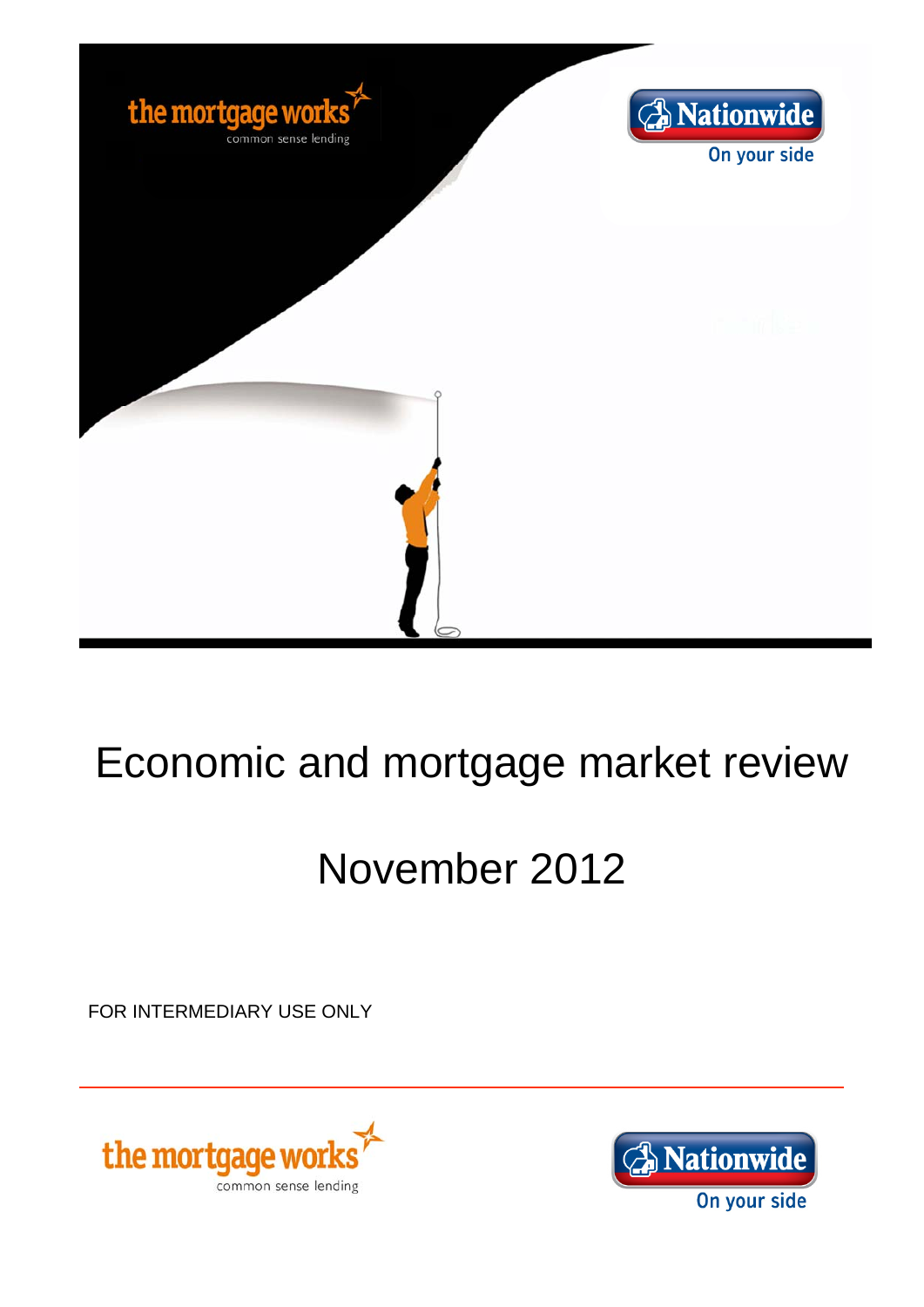the mortgage works
common sense lending

Nationwide
On your side

# Economic and mortgage market review

## November 2012

FOR INTERMEDIARY USE ONLY

the mortgage works
common sense lending

Nationwide
On your side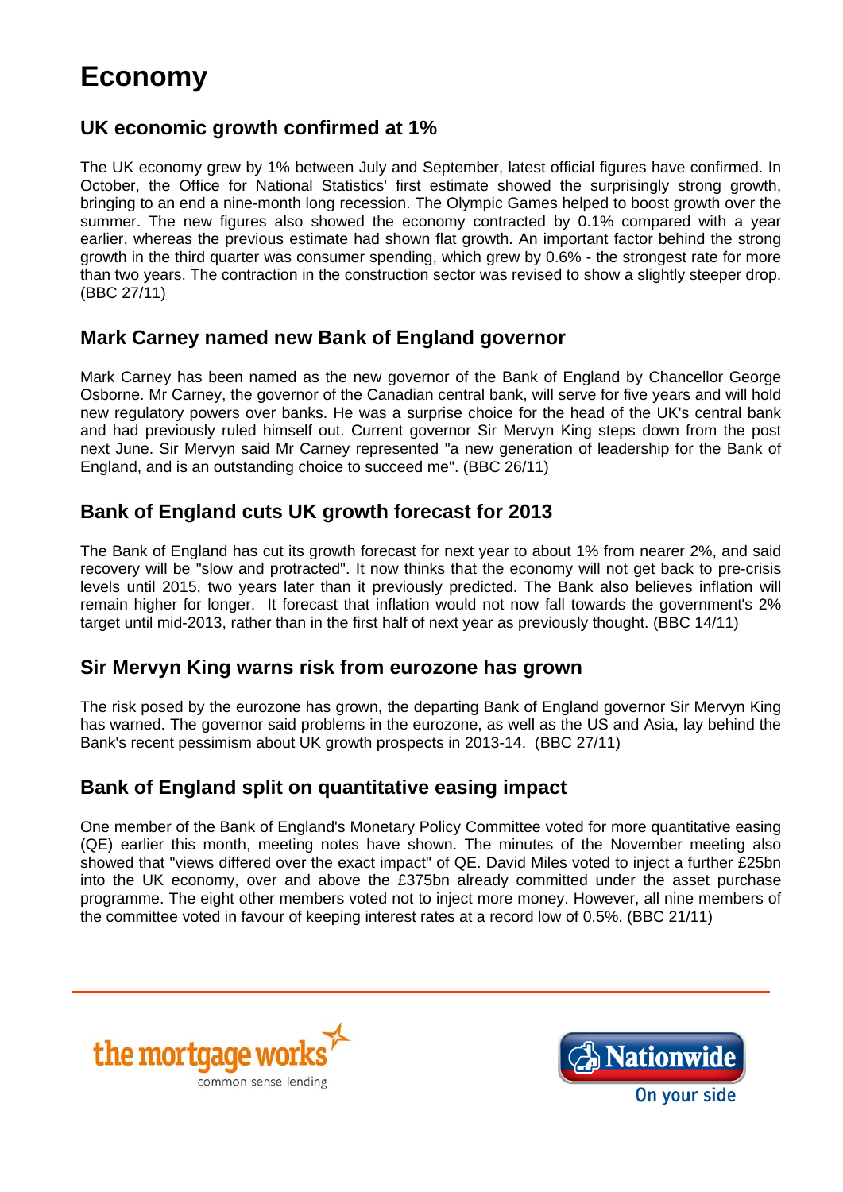# Economy

## UK economic growth confirmed at 1%

The UK economy grew by 1% between July and September, latest official figures have confirmed. In October, the Office for National Statistics' first estimate showed the surprisingly strong growth, bringing to an end a nine-month long recession. The Olympic Games helped to boost growth over the summer. The new figures also showed the economy contracted by 0.1% compared with a year earlier, whereas the previous estimate had shown flat growth. An important factor behind the strong growth in the third quarter was consumer spending, which grew by 0.6% - the strongest rate for more than two years. The contraction in the construction sector was revised to show a slightly steeper drop. (BBC 27/11)

## Mark Carney named new Bank of England governor

Mark Carney has been named as the new governor of the Bank of England by Chancellor George Osborne. Mr Carney, the governor of the Canadian central bank, will serve for five years and will hold new regulatory powers over banks. He was a surprise choice for the head of the UK's central bank and had previously ruled himself out. Current governor Sir Mervyn King steps down from the post next June. Sir Mervyn said Mr Carney represented "a new generation of leadership for the Bank of England, and is an outstanding choice to succeed me". (BBC 26/11)

## Bank of England cuts UK growth forecast for 2013

The Bank of England has cut its growth forecast for next year to about 1% from nearer 2%, and said recovery will be "slow and protracted". It now thinks that the economy will not get back to pre-crisis levels until 2015, two years later than it previously predicted. The Bank also believes inflation will remain higher for longer. It forecast that inflation would not now fall towards the government's 2% target until mid-2013, rather than in the first half of next year as previously thought. (BBC 14/11)

## Sir Mervyn King warns risk from eurozone has grown

The risk posed by the eurozone has grown, the departing Bank of England governor Sir Mervyn King has warned. The governor said problems in the eurozone, as well as the US and Asia, lay behind the Bank's recent pessimism about UK growth prospects in 2013-14. (BBC 27/11)

## Bank of England split on quantitative easing impact

One member of the Bank of England's Monetary Policy Committee voted for more quantitative easing (QE) earlier this month, meeting notes have shown. The minutes of the November meeting also showed that "views differed over the exact impact" of QE. David Miles voted to inject a further £25bn into the UK economy, over and above the £375bn already committed under the asset purchase programme. The eight other members voted not to inject more money. However, all nine members of the committee voted in favour of keeping interest rates at a record low of 0.5%. (BBC 21/11)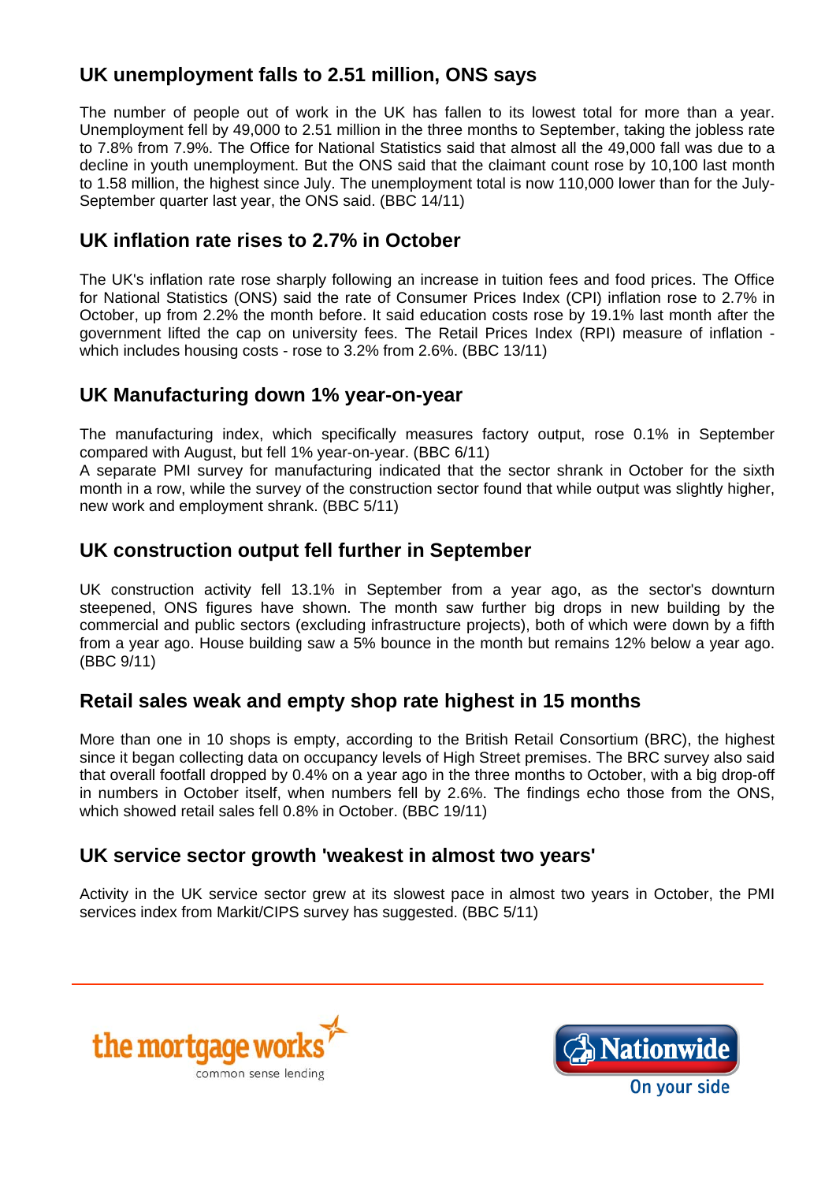## UK unemployment falls to 2.51 million, ONS says

The number of people out of work in the UK has fallen to its lowest total for more than a year. Unemployment fell by 49,000 to 2.51 million in the three months to September, taking the jobless rate to 7.8% from 7.9%. The Office for National Statistics said that almost all the 49,000 fall was due to a decline in youth unemployment. But the ONS said that the claimant count rose by 10,100 last month to 1.58 million, the highest since July. The unemployment total is now 110,000 lower than for the July-September quarter last year, the ONS said. (BBC 14/11)

## UK inflation rate rises to 2.7% in October

The UK's inflation rate rose sharply following an increase in tuition fees and food prices. The Office for National Statistics (ONS) said the rate of Consumer Prices Index (CPI) inflation rose to 2.7% in October, up from 2.2% the month before. It said education costs rose by 19.1% last month after the government lifted the cap on university fees. The Retail Prices Index (RPI) measure of inflation - which includes housing costs - rose to 3.2% from 2.6%. (BBC 13/11)

## UK Manufacturing down 1% year-on-year

The manufacturing index, which specifically measures factory output, rose 0.1% in September compared with August, but fell 1% year-on-year. (BBC 6/11)
A separate PMI survey for manufacturing indicated that the sector shrank in October for the sixth month in a row, while the survey of the construction sector found that while output was slightly higher, new work and employment shrank. (BBC 5/11)

## UK construction output fell further in September

UK construction activity fell 13.1% in September from a year ago, as the sector's downturn steepened, ONS figures have shown. The month saw further big drops in new building by the commercial and public sectors (excluding infrastructure projects), both of which were down by a fifth from a year ago. House building saw a 5% bounce in the month but remains 12% below a year ago. (BBC 9/11)

## Retail sales weak and empty shop rate highest in 15 months

More than one in 10 shops is empty, according to the British Retail Consortium (BRC), the highest since it began collecting data on occupancy levels of High Street premises. The BRC survey also said that overall footfall dropped by 0.4% on a year ago in the three months to October, with a big drop-off in numbers in October itself, when numbers fell by 2.6%. The findings echo those from the ONS, which showed retail sales fell 0.8% in October. (BBC 19/11)

## UK service sector growth 'weakest in almost two years'

Activity in the UK service sector grew at its slowest pace in almost two years in October, the PMI services index from Markit/CIPS survey has suggested. (BBC 5/11)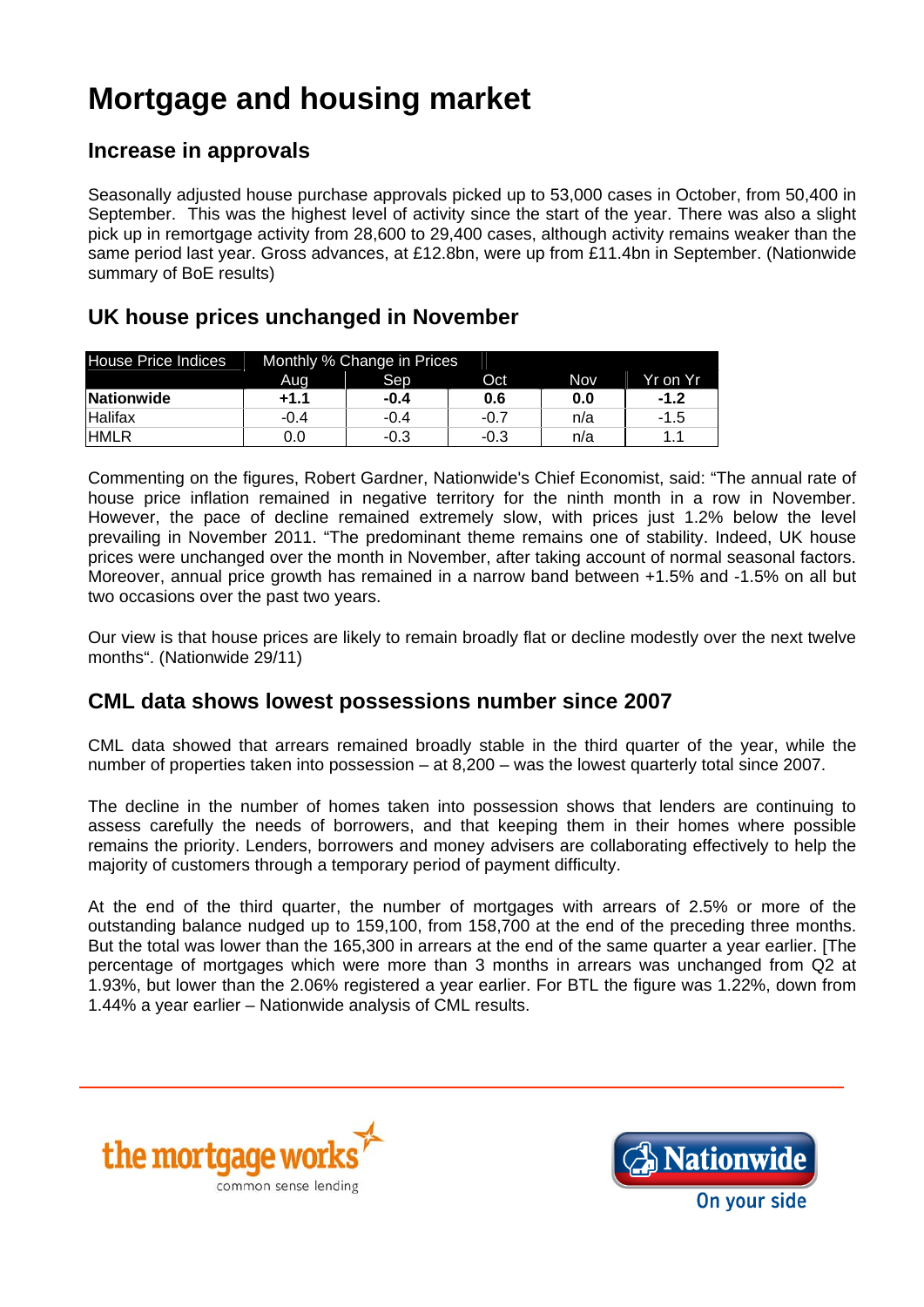# Mortgage and housing market

## Increase in approvals

Seasonally adjusted house purchase approvals picked up to 53,000 cases in October, from 50,400 in September. This was the highest level of activity since the start of the year. There was also a slight pick up in remortgage activity from 28,600 to 29,400 cases, although activity remains weaker than the same period last year. Gross advances, at £12.8bn, were up from £11.4bn in September. (Nationwide summary of BoE results)

## UK house prices unchanged in November

| House Price Indices | Monthly % Change in Prices | | | | |
|---|---|---|---|---|---|
| | Aug | Sep | Oct | Nov | Yr on Yr |
| **Nationwide** | **+1.1** | **-0.4** | **0.6** | **0.0** | **-1.2** |
| Halifax | -0.4 | -0.4 | -0.7 | n/a | -1.5 |
| HMLR | 0.0 | -0.3 | -0.3 | n/a | 1.1 |

Commenting on the figures, Robert Gardner, Nationwide's Chief Economist, said: "The annual rate of house price inflation remained in negative territory for the ninth month in a row in November. However, the pace of decline remained extremely slow, with prices just 1.2% below the level prevailing in November 2011. "The predominant theme remains one of stability. Indeed, UK house prices were unchanged over the month in November, after taking account of normal seasonal factors. Moreover, annual price growth has remained in a narrow band between +1.5% and -1.5% on all but two occasions over the past two years.

Our view is that house prices are likely to remain broadly flat or decline modestly over the next twelve months". (Nationwide 29/11)

## CML data shows lowest possessions number since 2007

CML data showed that arrears remained broadly stable in the third quarter of the year, while the number of properties taken into possession – at 8,200 – was the lowest quarterly total since 2007.

The decline in the number of homes taken into possession shows that lenders are continuing to assess carefully the needs of borrowers, and that keeping them in their homes where possible remains the priority. Lenders, borrowers and money advisers are collaborating effectively to help the majority of customers through a temporary period of payment difficulty.

At the end of the third quarter, the number of mortgages with arrears of 2.5% or more of the outstanding balance nudged up to 159,100, from 158,700 at the end of the preceding three months. But the total was lower than the 165,300 in arrears at the end of the same quarter a year earlier. [The percentage of mortgages which were more than 3 months in arrears was unchanged from Q2 at 1.93%, but lower than the 2.06% registered a year earlier. For BTL the figure was 1.22%, down from 1.44% a year earlier – Nationwide analysis of CML results.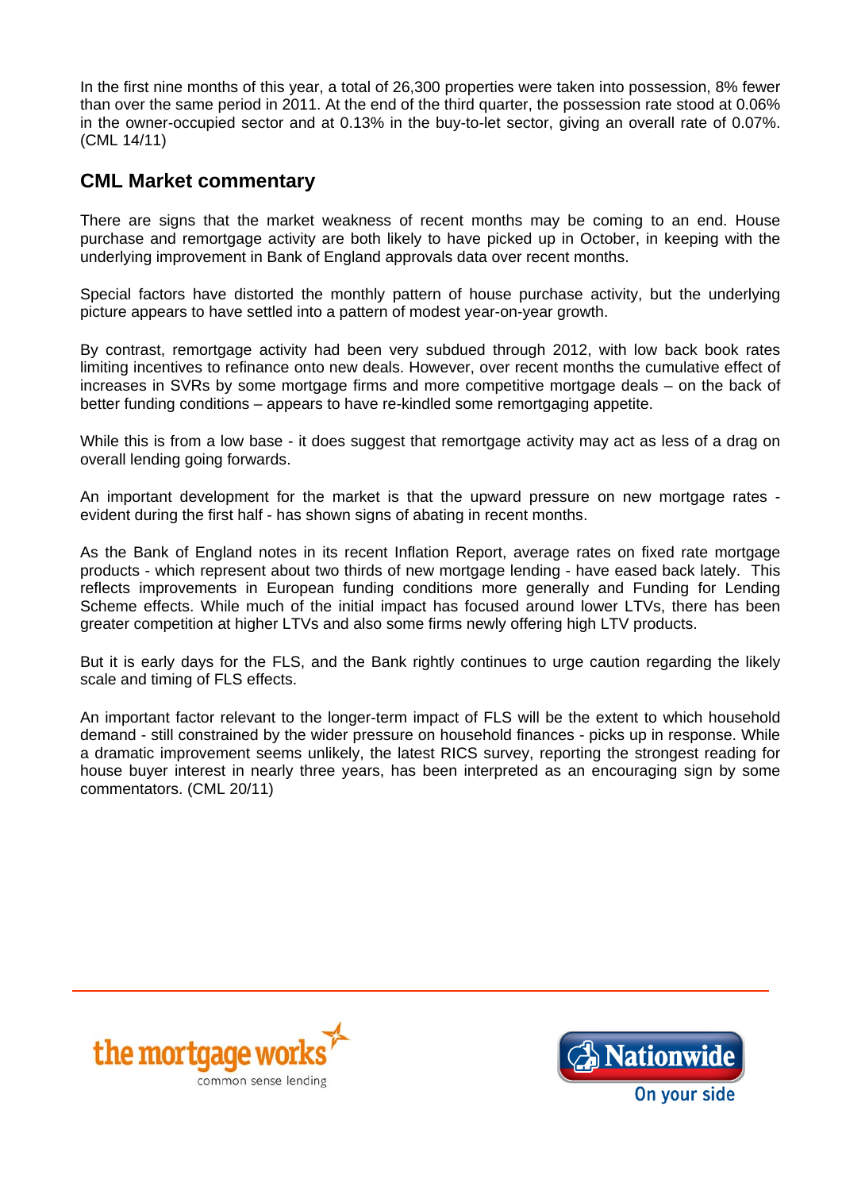In the first nine months of this year, a total of 26,300 properties were taken into possession, 8% fewer than over the same period in 2011. At the end of the third quarter, the possession rate stood at 0.06% in the owner-occupied sector and at 0.13% in the buy-to-let sector, giving an overall rate of 0.07%. (CML 14/11)

## CML Market commentary

There are signs that the market weakness of recent months may be coming to an end. House purchase and remortgage activity are both likely to have picked up in October, in keeping with the underlying improvement in Bank of England approvals data over recent months.

Special factors have distorted the monthly pattern of house purchase activity, but the underlying picture appears to have settled into a pattern of modest year-on-year growth.

By contrast, remortgage activity had been very subdued through 2012, with low back book rates limiting incentives to refinance onto new deals. However, over recent months the cumulative effect of increases in SVRs by some mortgage firms and more competitive mortgage deals – on the back of better funding conditions – appears to have re-kindled some remortgaging appetite.

While this is from a low base - it does suggest that remortgage activity may act as less of a drag on overall lending going forwards.

An important development for the market is that the upward pressure on new mortgage rates - evident during the first half - has shown signs of abating in recent months.

As the Bank of England notes in its recent Inflation Report, average rates on fixed rate mortgage products - which represent about two thirds of new mortgage lending - have eased back lately. This reflects improvements in European funding conditions more generally and Funding for Lending Scheme effects. While much of the initial impact has focused around lower LTVs, there has been greater competition at higher LTVs and also some firms newly offering high LTV products.

But it is early days for the FLS, and the Bank rightly continues to urge caution regarding the likely scale and timing of FLS effects.

An important factor relevant to the longer-term impact of FLS will be the extent to which household demand - still constrained by the wider pressure on household finances - picks up in response. While a dramatic improvement seems unlikely, the latest RICS survey, reporting the strongest reading for house buyer interest in nearly three years, has been interpreted as an encouraging sign by some commentators. (CML 20/11)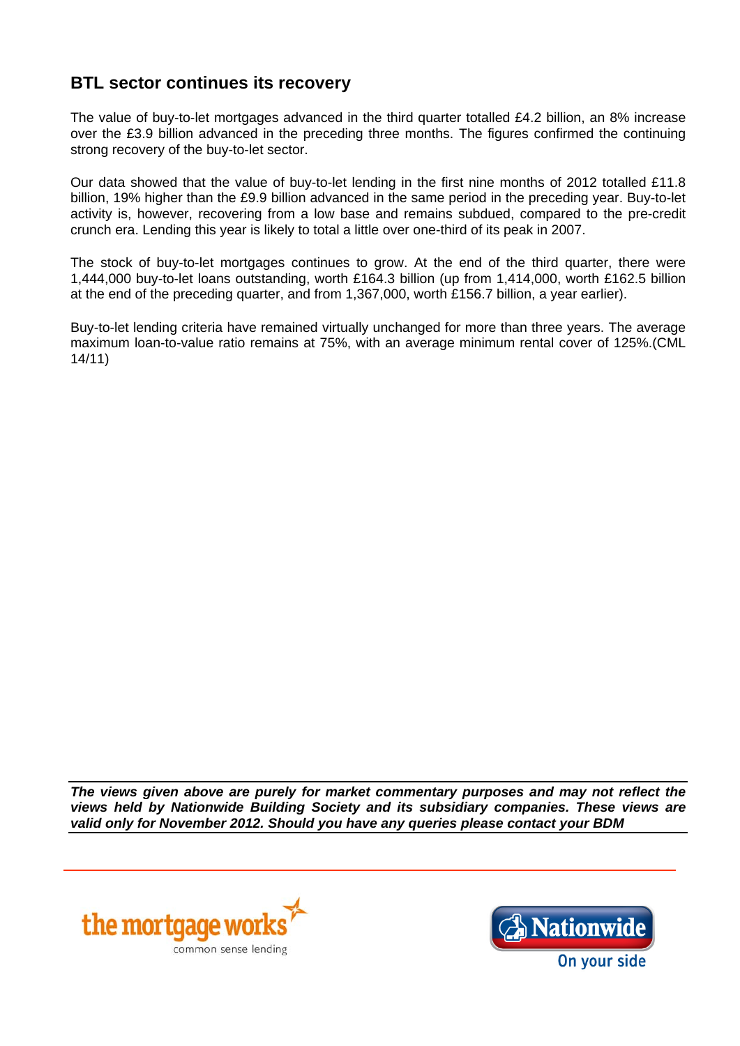## BTL sector continues its recovery

The value of buy-to-let mortgages advanced in the third quarter totalled £4.2 billion, an 8% increase over the £3.9 billion advanced in the preceding three months. The figures confirmed the continuing strong recovery of the buy-to-let sector.

Our data showed that the value of buy-to-let lending in the first nine months of 2012 totalled £11.8 billion, 19% higher than the £9.9 billion advanced in the same period in the preceding year. Buy-to-let activity is, however, recovering from a low base and remains subdued, compared to the pre-credit crunch era. Lending this year is likely to total a little over one-third of its peak in 2007.

The stock of buy-to-let mortgages continues to grow. At the end of the third quarter, there were 1,444,000 buy-to-let loans outstanding, worth £164.3 billion (up from 1,414,000, worth £162.5 billion at the end of the preceding quarter, and from 1,367,000, worth £156.7 billion, a year earlier).

Buy-to-let lending criteria have remained virtually unchanged for more than three years. The average maximum loan-to-value ratio remains at 75%, with an average minimum rental cover of 125%.(CML 14/11)

***The views given above are purely for market commentary purposes and may not reflect the views held by Nationwide Building Society and its subsidiary companies. These views are valid only for November 2012. Should you have any queries please contact your BDM***

the mortgage works
common sense lending

Nationwide
On your side